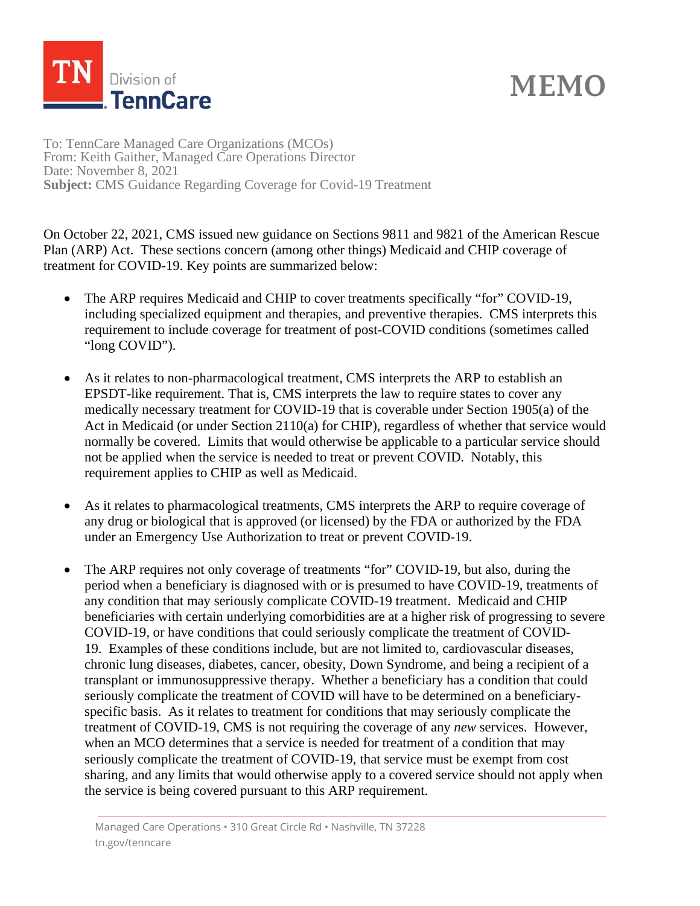# MEMO

To: TennCare Managed Care Organizations (MCOs)
From: Keith Gaither, Managed Care Operations Director
Date: November 8, 2021
**Subject:** CMS Guidance Regarding Coverage for Covid-19 Treatment

On October 22, 2021, CMS issued new guidance on Sections 9811 and 9821 of the American Rescue Plan (ARP) Act. These sections concern (among other things) Medicaid and CHIP coverage of treatment for COVID-19. Key points are summarized below:

- The ARP requires Medicaid and CHIP to cover treatments specifically "for" COVID-19, including specialized equipment and therapies, and preventive therapies. CMS interprets this requirement to include coverage for treatment of post-COVID conditions (sometimes called "long COVID").

- As it relates to non-pharmacological treatment, CMS interprets the ARP to establish an EPSDT-like requirement. That is, CMS interprets the law to require states to cover any medically necessary treatment for COVID-19 that is coverable under Section 1905(a) of the Act in Medicaid (or under Section 2110(a) for CHIP), regardless of whether that service would normally be covered. Limits that would otherwise be applicable to a particular service should not be applied when the service is needed to treat or prevent COVID. Notably, this requirement applies to CHIP as well as Medicaid.

- As it relates to pharmacological treatments, CMS interprets the ARP to require coverage of any drug or biological that is approved (or licensed) by the FDA or authorized by the FDA under an Emergency Use Authorization to treat or prevent COVID-19.

- The ARP requires not only coverage of treatments "for" COVID-19, but also, during the period when a beneficiary is diagnosed with or is presumed to have COVID-19, treatments of any condition that may seriously complicate COVID-19 treatment. Medicaid and CHIP beneficiaries with certain underlying comorbidities are at a higher risk of progressing to severe COVID-19, or have conditions that could seriously complicate the treatment of COVID-19. Examples of these conditions include, but are not limited to, cardiovascular diseases, chronic lung diseases, diabetes, cancer, obesity, Down Syndrome, and being a recipient of a transplant or immunosuppressive therapy. Whether a beneficiary has a condition that could seriously complicate the treatment of COVID will have to be determined on a beneficiary-specific basis. As it relates to treatment for conditions that may seriously complicate the treatment of COVID-19, CMS is not requiring the coverage of any *new* services. However, when an MCO determines that a service is needed for treatment of a condition that may seriously complicate the treatment of COVID-19, that service must be exempt from cost sharing, and any limits that would otherwise apply to a covered service should not apply when the service is being covered pursuant to this ARP requirement.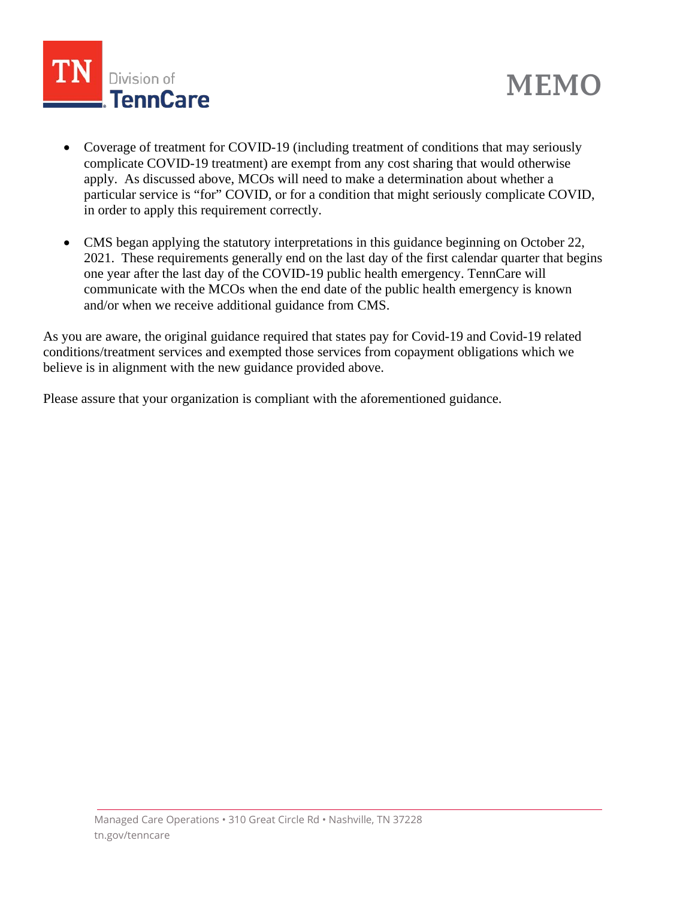- Coverage of treatment for COVID-19 (including treatment of conditions that may seriously complicate COVID-19 treatment) are exempt from any cost sharing that would otherwise apply. As discussed above, MCOs will need to make a determination about whether a particular service is "for" COVID, or for a condition that might seriously complicate COVID, in order to apply this requirement correctly.

- CMS began applying the statutory interpretations in this guidance beginning on October 22, 2021. These requirements generally end on the last day of the first calendar quarter that begins one year after the last day of the COVID-19 public health emergency. TennCare will communicate with the MCOs when the end date of the public health emergency is known and/or when we receive additional guidance from CMS.

As you are aware, the original guidance required that states pay for Covid-19 and Covid-19 related conditions/treatment services and exempted those services from copayment obligations which we believe is in alignment with the new guidance provided above.

Please assure that your organization is compliant with the aforementioned guidance.